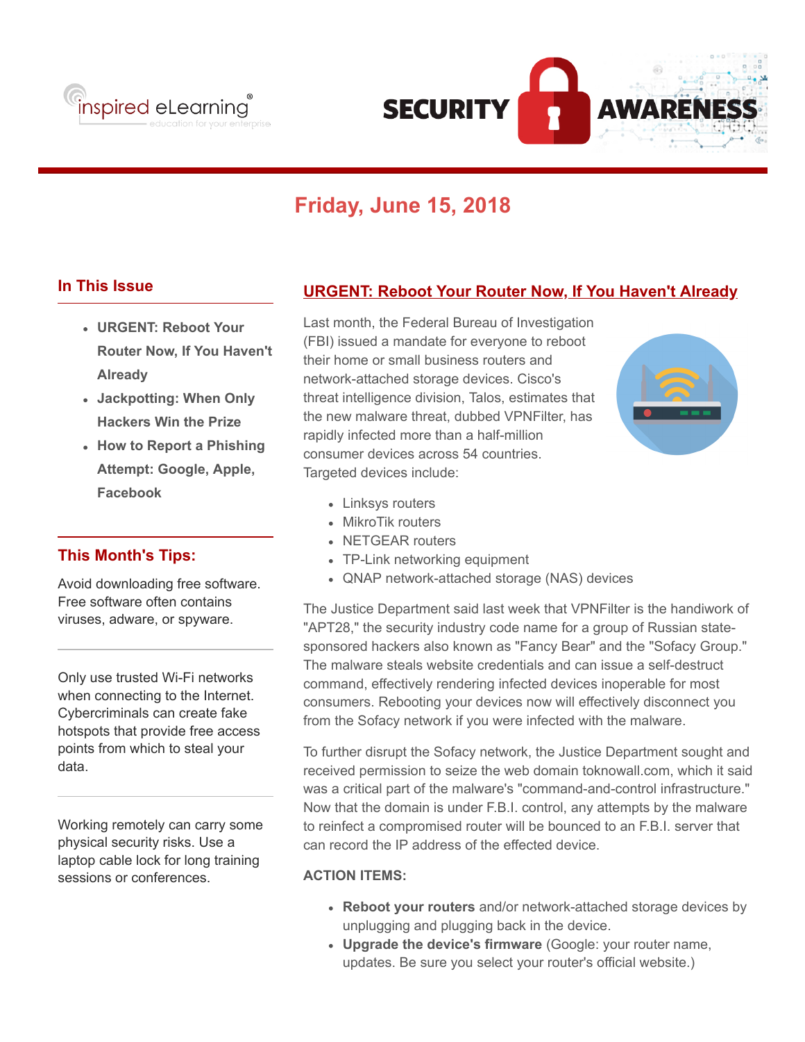inspired eLearning® education for your enterprise

# SECURITY AWARENESS

## Friday, June 15, 2018

### In This Issue

- URGENT: Reboot Your Router Now, If You Haven't Already
- Jackpotting: When Only Hackers Win the Prize
- How to Report a Phishing Attempt: Google, Apple, Facebook

### This Month's Tips:

Avoid downloading free software. Free software often contains viruses, adware, or spyware.

---

Only use trusted Wi-Fi networks when connecting to the Internet. Cybercriminals can create fake hotspots that provide free access points from which to steal your data.

---

Working remotely can carry some physical security risks. Use a laptop cable lock for long training sessions or conferences.

## URGENT: Reboot Your Router Now, If You Haven't Already

Last month, the Federal Bureau of Investigation (FBI) issued a mandate for everyone to reboot their home or small business routers and network-attached storage devices. Cisco's threat intelligence division, Talos, estimates that the new malware threat, dubbed VPNFilter, has rapidly infected more than a half-million consumer devices across 54 countries. Targeted devices include:

- Linksys routers
- MikroTik routers
- NETGEAR routers
- TP-Link networking equipment
- QNAP network-attached storage (NAS) devices

The Justice Department said last week that VPNFilter is the handiwork of "APT28," the security industry code name for a group of Russian state-sponsored hackers also known as "Fancy Bear" and the "Sofacy Group." The malware steals website credentials and can issue a self-destruct command, effectively rendering infected devices inoperable for most consumers. Rebooting your devices now will effectively disconnect you from the Sofacy network if you were infected with the malware.

To further disrupt the Sofacy network, the Justice Department sought and received permission to seize the web domain toknowall.com, which it said was a critical part of the malware's "command-and-control infrastructure." Now that the domain is under F.B.I. control, any attempts by the malware to reinfect a compromised router will be bounced to an F.B.I. server that can record the IP address of the effected device.

**ACTION ITEMS:**

- **Reboot your routers** and/or network-attached storage devices by unplugging and plugging back in the device.
- **Upgrade the device's firmware** (Google: your router name, updates. Be sure you select your router's official website.)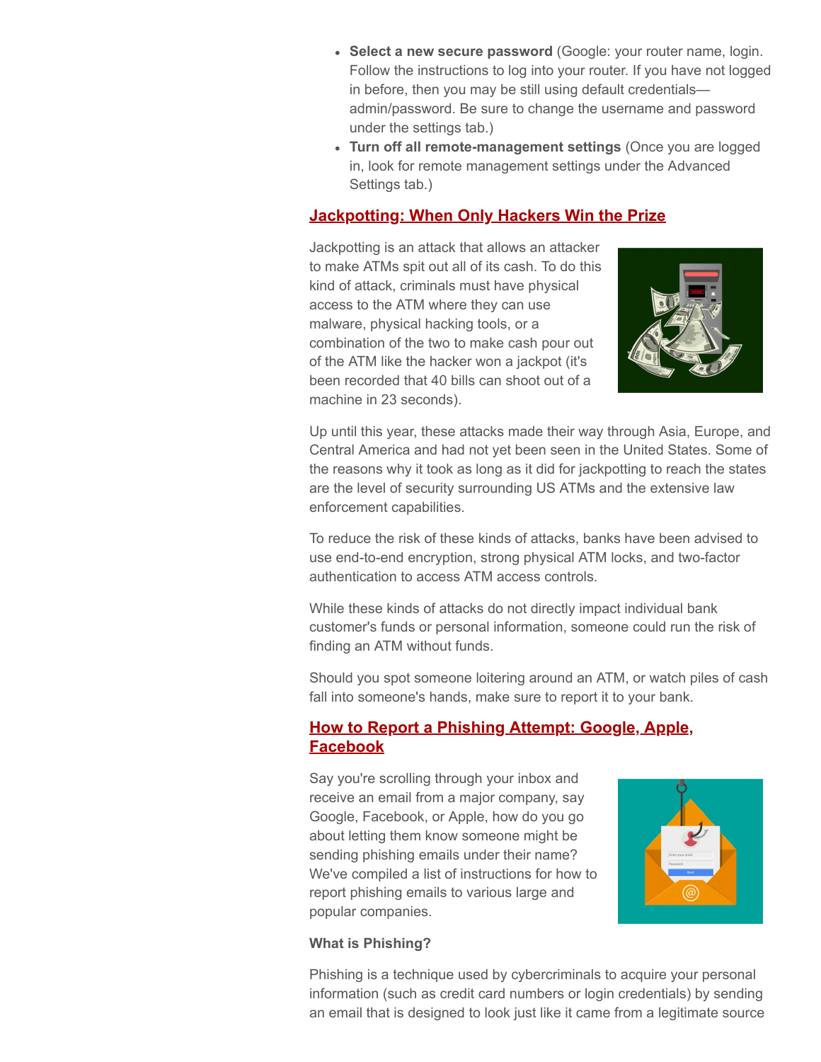- **Select a new secure password** (Google: your router name, login. Follow the instructions to log into your router. If you have not logged in before, then you may be still using default credentials—admin/password. Be sure to change the username and password under the settings tab.)
- **Turn off all remote-management settings** (Once you are logged in, look for remote management settings under the Advanced Settings tab.)

## Jackpotting: When Only Hackers Win the Prize

Jackpotting is an attack that allows an attacker to make ATMs spit out all of its cash. To do this kind of attack, criminals must have physical access to the ATM where they can use malware, physical hacking tools, or a combination of the two to make cash pour out of the ATM like the hacker won a jackpot (it's been recorded that 40 bills can shoot out of a machine in 23 seconds).

Up until this year, these attacks made their way through Asia, Europe, and Central America and had not yet been seen in the United States. Some of the reasons why it took as long as it did for jackpotting to reach the states are the level of security surrounding US ATMs and the extensive law enforcement capabilities.

To reduce the risk of these kinds of attacks, banks have been advised to use end-to-end encryption, strong physical ATM locks, and two-factor authentication to access ATM access controls.

While these kinds of attacks do not directly impact individual bank customer's funds or personal information, someone could run the risk of finding an ATM without funds.

Should you spot someone loitering around an ATM, or watch piles of cash fall into someone's hands, make sure to report it to your bank.

## How to Report a Phishing Attempt: Google, Apple, Facebook

Say you're scrolling through your inbox and receive an email from a major company, say Google, Facebook, or Apple, how do you go about letting them know someone might be sending phishing emails under their name? We've compiled a list of instructions for how to report phishing emails to various large and popular companies.

**What is Phishing?**

Phishing is a technique used by cybercriminals to acquire your personal information (such as credit card numbers or login credentials) by sending an email that is designed to look just like it came from a legitimate source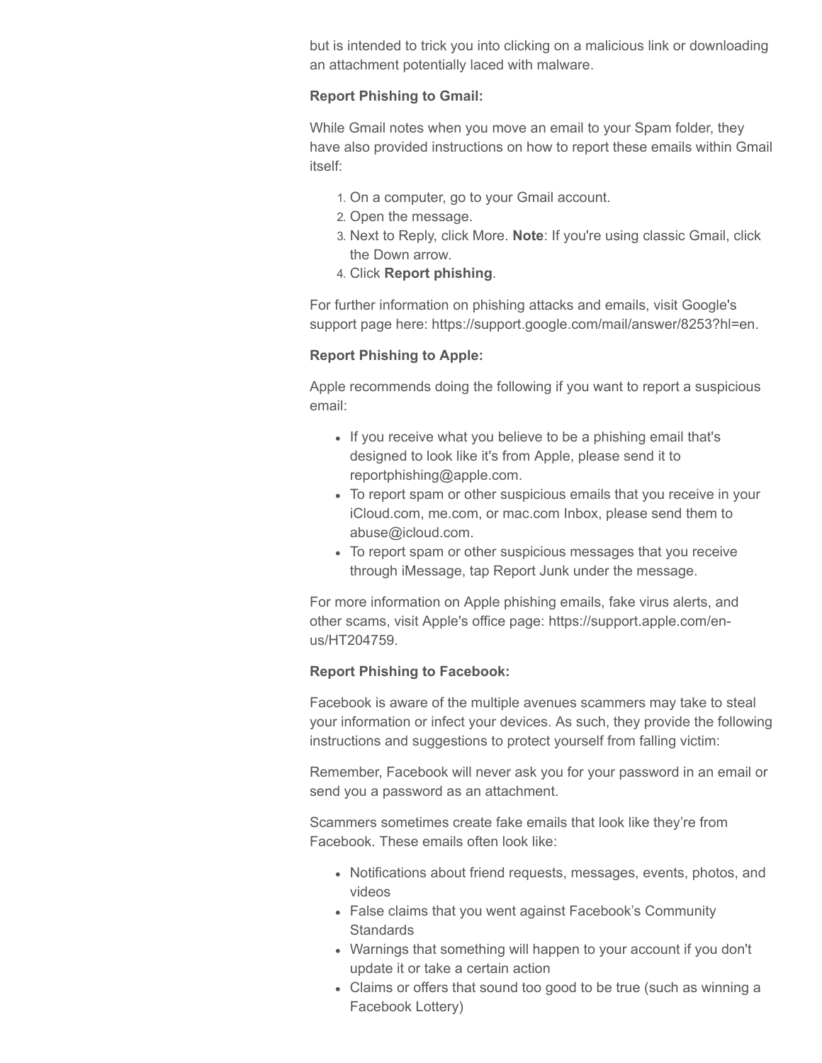but is intended to trick you into clicking on a malicious link or downloading an attachment potentially laced with malware.

**Report Phishing to Gmail:**

While Gmail notes when you move an email to your Spam folder, they have also provided instructions on how to report these emails within Gmail itself:

1. On a computer, go to your Gmail account.
2. Open the message.
3. Next to Reply, click More. **Note**: If you're using classic Gmail, click the Down arrow.
4. Click **Report phishing**.

For further information on phishing attacks and emails, visit Google's support page here: https://support.google.com/mail/answer/8253?hl=en.

**Report Phishing to Apple:**

Apple recommends doing the following if you want to report a suspicious email:

- If you receive what you believe to be a phishing email that's designed to look like it's from Apple, please send it to reportphishing@apple.com.
- To report spam or other suspicious emails that you receive in your iCloud.com, me.com, or mac.com Inbox, please send them to abuse@icloud.com.
- To report spam or other suspicious messages that you receive through iMessage, tap Report Junk under the message.

For more information on Apple phishing emails, fake virus alerts, and other scams, visit Apple's office page: https://support.apple.com/en-us/HT204759.

**Report Phishing to Facebook:**

Facebook is aware of the multiple avenues scammers may take to steal your information or infect your devices. As such, they provide the following instructions and suggestions to protect yourself from falling victim:

Remember, Facebook will never ask you for your password in an email or send you a password as an attachment.

Scammers sometimes create fake emails that look like they're from Facebook. These emails often look like:

- Notifications about friend requests, messages, events, photos, and videos
- False claims that you went against Facebook's Community Standards
- Warnings that something will happen to your account if you don't update it or take a certain action
- Claims or offers that sound too good to be true (such as winning a Facebook Lottery)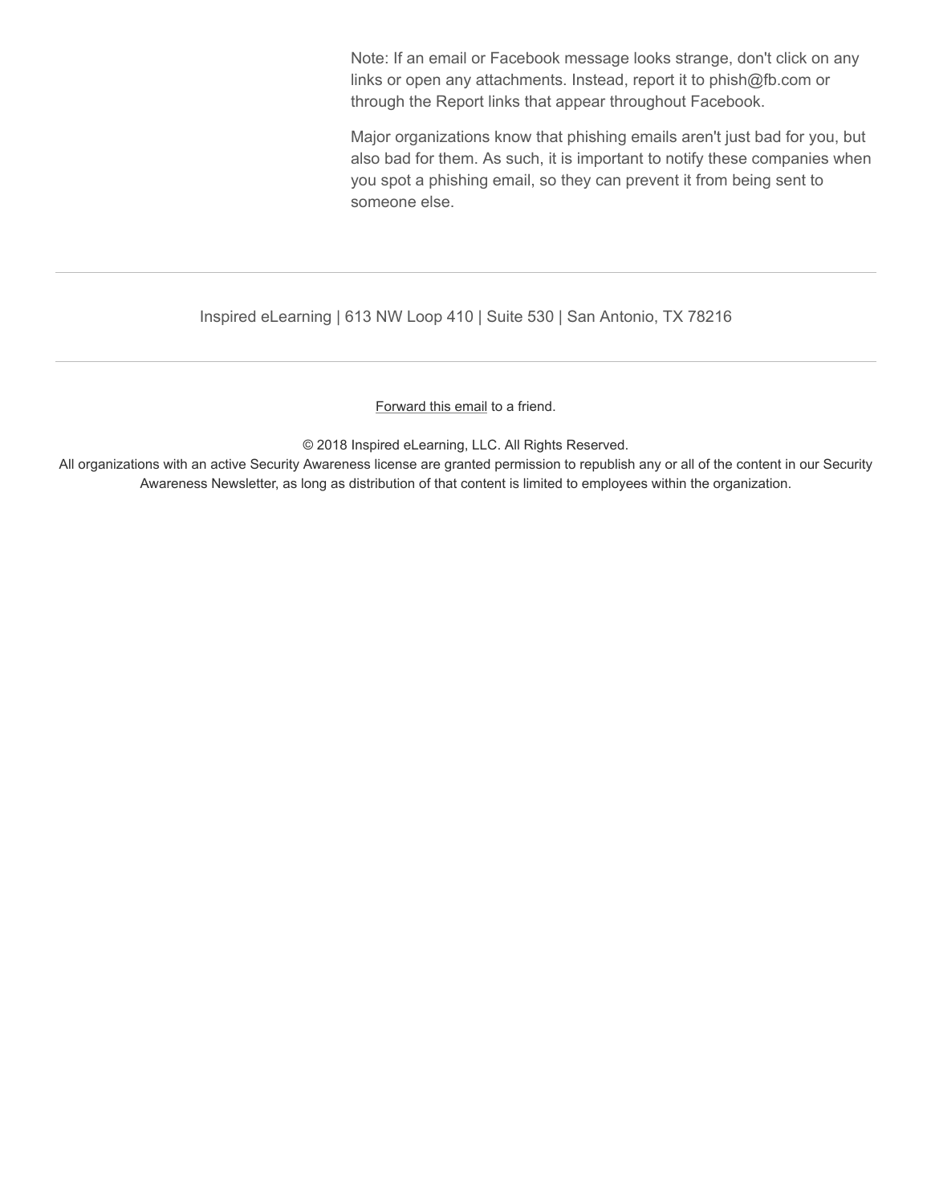Note: If an email or Facebook message looks strange, don't click on any links or open any attachments. Instead, report it to phish@fb.com or through the Report links that appear throughout Facebook.

Major organizations know that phishing emails aren't just bad for you, but also bad for them. As such, it is important to notify these companies when you spot a phishing email, so they can prevent it from being sent to someone else.

---

Inspired eLearning | 613 NW Loop 410 | Suite 530 | San Antonio, TX 78216

---

Forward this email to a friend.

© 2018 Inspired eLearning, LLC. All Rights Reserved.
All organizations with an active Security Awareness license are granted permission to republish any or all of the content in our Security Awareness Newsletter, as long as distribution of that content is limited to employees within the organization.